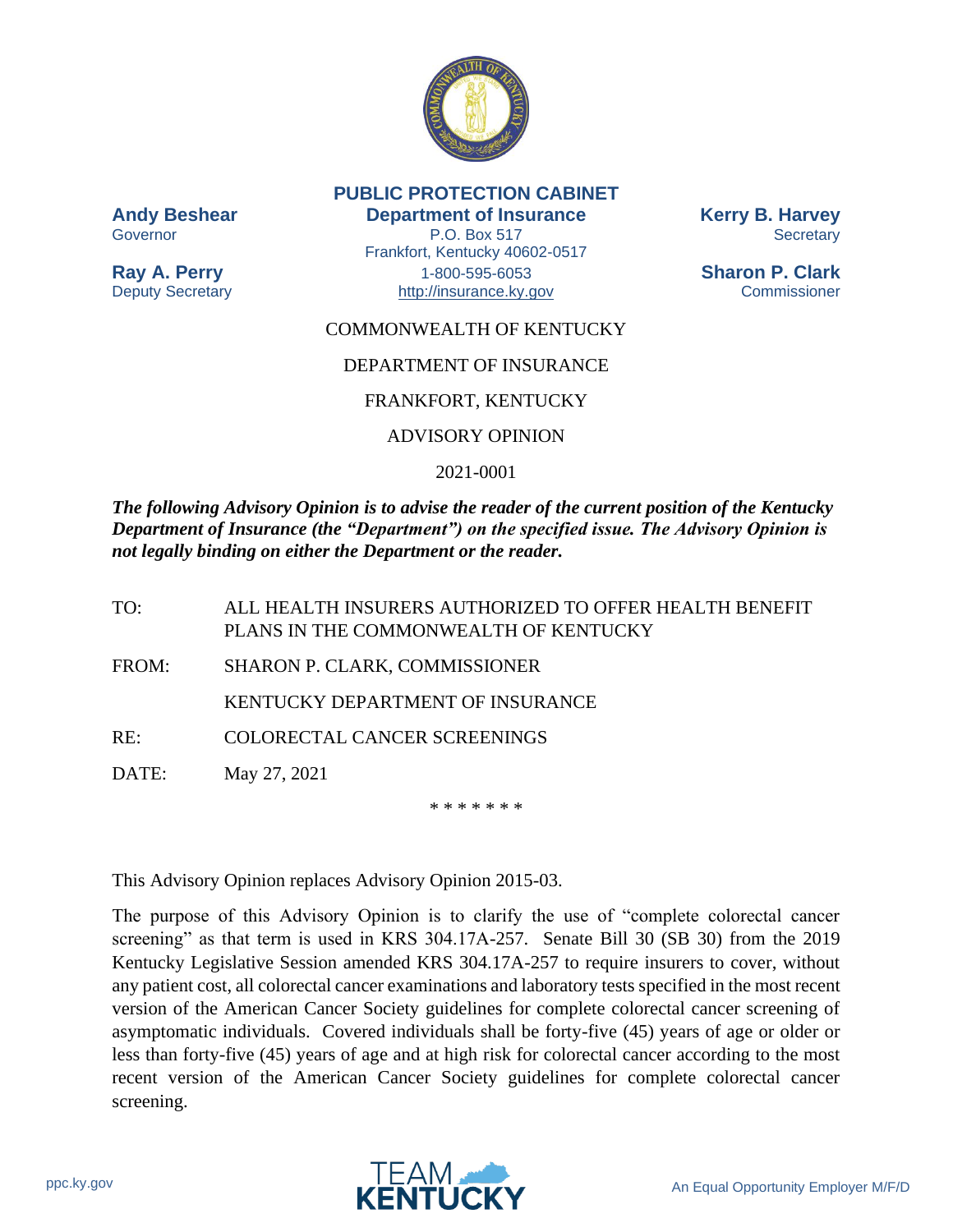**PUBLIC PROTECTION CABINET**
**Department of Insurance**
P.O. Box 517
Frankfort, Kentucky 40602-0517
1-800-595-6053
http://insurance.ky.gov

**Andy Beshear**
Governor

**Ray A. Perry**
Deputy Secretary

**Kerry B. Harvey**
Secretary

**Sharon P. Clark**
Commissioner

COMMONWEALTH OF KENTUCKY

DEPARTMENT OF INSURANCE

FRANKFORT, KENTUCKY

ADVISORY OPINION

2021-0001

***The following Advisory Opinion is to advise the reader of the current position of the Kentucky Department of Insurance (the "Department") on the specified issue. The Advisory Opinion is not legally binding on either the Department or the reader.***

TO: ALL HEALTH INSURERS AUTHORIZED TO OFFER HEALTH BENEFIT PLANS IN THE COMMONWEALTH OF KENTUCKY

FROM: SHARON P. CLARK, COMMISSIONER

KENTUCKY DEPARTMENT OF INSURANCE

RE: COLORECTAL CANCER SCREENINGS

DATE: May 27, 2021

\* \* \* \* \* \* \*

This Advisory Opinion replaces Advisory Opinion 2015-03.

The purpose of this Advisory Opinion is to clarify the use of "complete colorectal cancer screening" as that term is used in KRS 304.17A-257. Senate Bill 30 (SB 30) from the 2019 Kentucky Legislative Session amended KRS 304.17A-257 to require insurers to cover, without any patient cost, all colorectal cancer examinations and laboratory tests specified in the most recent version of the American Cancer Society guidelines for complete colorectal cancer screening of asymptomatic individuals. Covered individuals shall be forty-five (45) years of age or older or less than forty-five (45) years of age and at high risk for colorectal cancer according to the most recent version of the American Cancer Society guidelines for complete colorectal cancer screening.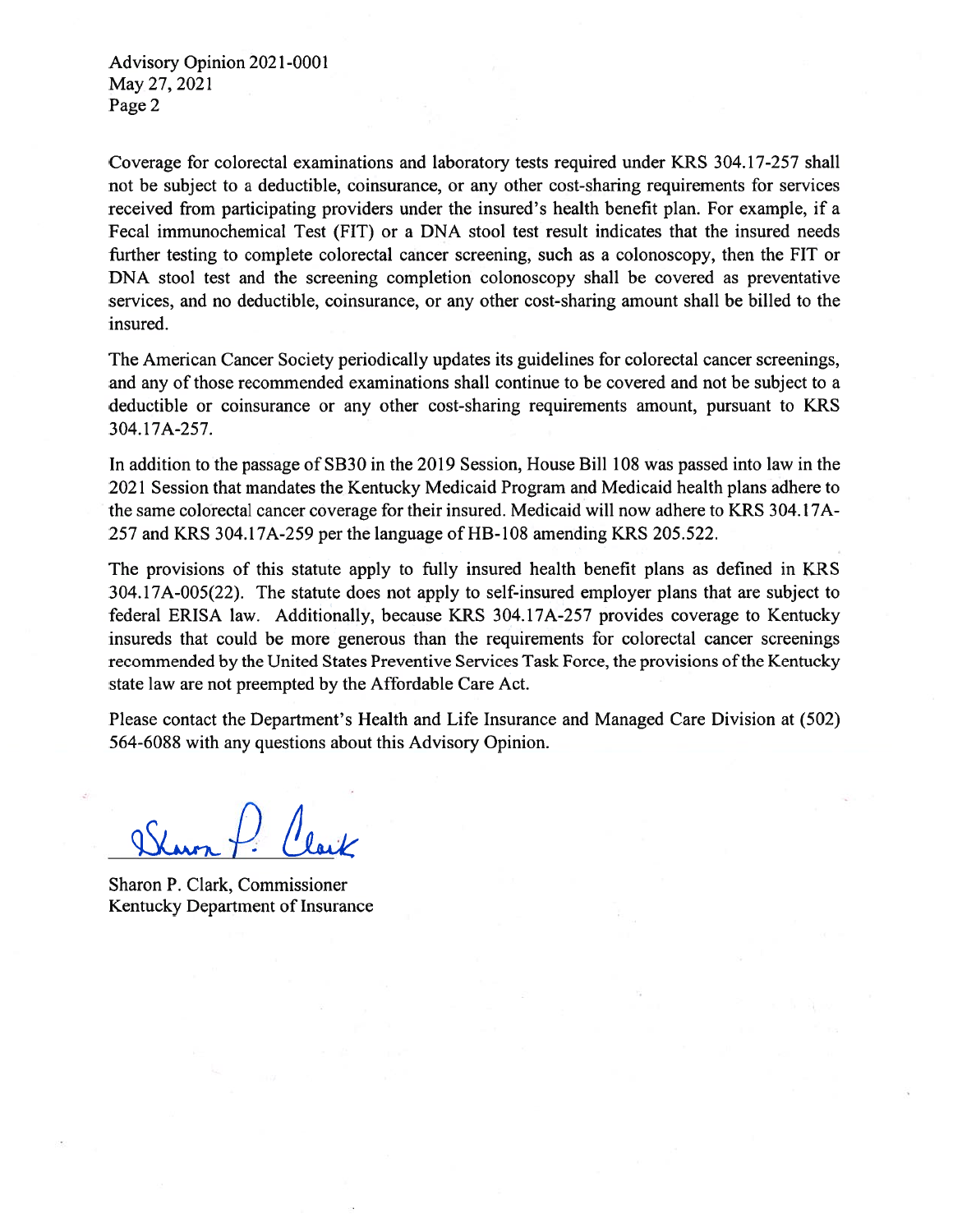Coverage for colorectal examinations and laboratory tests required under KRS 304.17-257 shall not be subject to a deductible, coinsurance, or any other cost-sharing requirements for services received from participating providers under the insured's health benefit plan. For example, if a Fecal immunochemical Test (FIT) or a DNA stool test result indicates that the insured needs further testing to complete colorectal cancer screening, such as a colonoscopy, then the FIT or DNA stool test and the screening completion colonoscopy shall be covered as preventative services, and no deductible, coinsurance, or any other cost-sharing amount shall be billed to the insured.

The American Cancer Society periodically updates its guidelines for colorectal cancer screenings, and any of those recommended examinations shall continue to be covered and not be subject to a deductible or coinsurance or any other cost-sharing requirements amount, pursuant to KRS 304.17A-257.

In addition to the passage of SB30 in the 2019 Session, House Bill 108 was passed into law in the 2021 Session that mandates the Kentucky Medicaid Program and Medicaid health plans adhere to the same colorectal cancer coverage for their insured. Medicaid will now adhere to KRS 304.17A-257 and KRS 304.17A-259 per the language of HB-108 amending KRS 205.522.

The provisions of this statute apply to fully insured health benefit plans as defined in KRS 304.17A-005(22). The statute does not apply to self-insured employer plans that are subject to federal ERISA law. Additionally, because KRS 304.17A-257 provides coverage to Kentucky insureds that could be more generous than the requirements for colorectal cancer screenings recommended by the United States Preventive Services Task Force, the provisions of the Kentucky state law are not preempted by the Affordable Care Act.

Please contact the Department's Health and Life Insurance and Managed Care Division at (502) 564-6088 with any questions about this Advisory Opinion.

Sharon P. Clark, Commissioner
Kentucky Department of Insurance